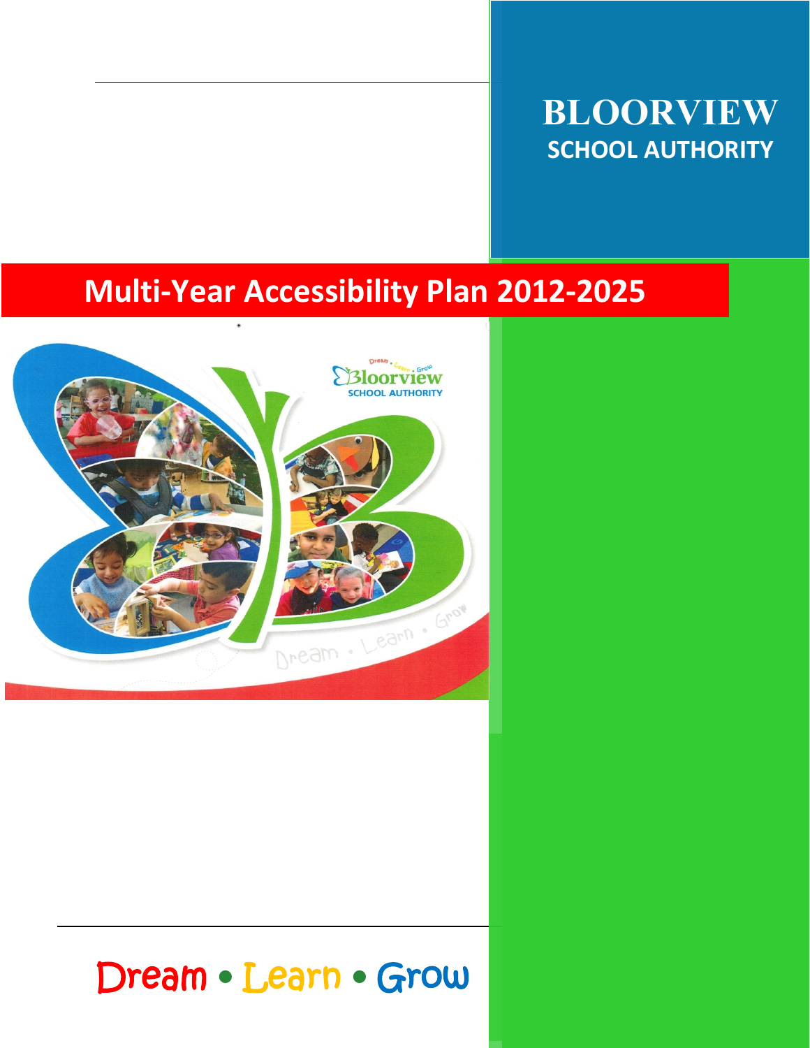# BLOORVIEW

## SCHOOL AUTHORITY

# Multi-Year Accessibility Plan 2012-2025

Dream • Learn • Grow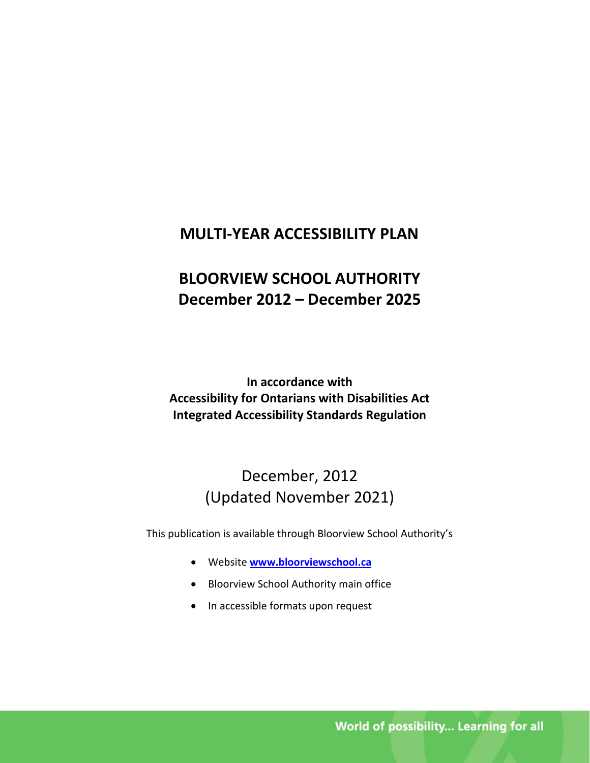# MULTI-YEAR ACCESSIBILITY PLAN

# BLOORVIEW SCHOOL AUTHORITY
# December 2012 – December 2025

**In accordance with**
**Accessibility for Ontarians with Disabilities Act**
**Integrated Accessibility Standards Regulation**

December, 2012
(Updated November 2021)

This publication is available through Bloorview School Authority's

- Website **www.bloorviewschool.ca**
- Bloorview School Authority main office
- In accessible formats upon request

World of possibility... Learning for all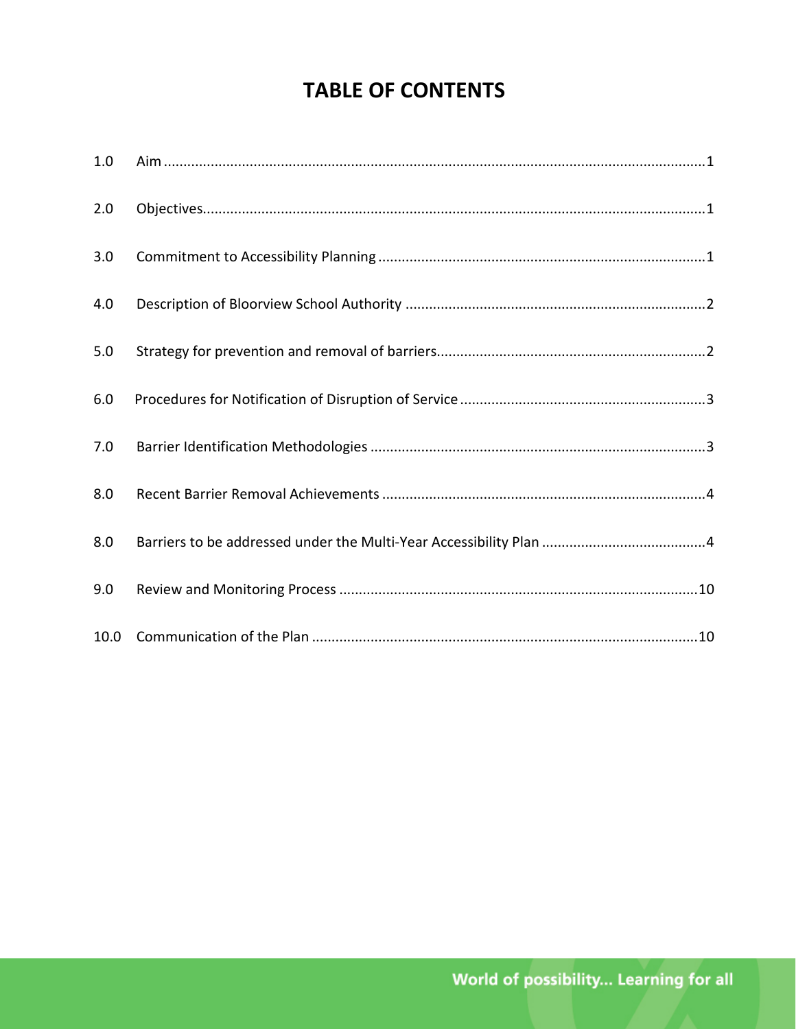# TABLE OF CONTENTS

| | | |
|---|---|---|
| 1.0 | Aim | 1 |
| 2.0 | Objectives | 1 |
| 3.0 | Commitment to Accessibility Planning | 1 |
| 4.0 | Description of Bloorview School Authority | 2 |
| 5.0 | Strategy for prevention and removal of barriers | 2 |
| 6.0 | Procedures for Notification of Disruption of Service | 3 |
| 7.0 | Barrier Identification Methodologies | 3 |
| 8.0 | Recent Barrier Removal Achievements | 4 |
| 8.0 | Barriers to be addressed under the Multi-Year Accessibility Plan | 4 |
| 9.0 | Review and Monitoring Process | 10 |
| 10.0 | Communication of the Plan | 10 |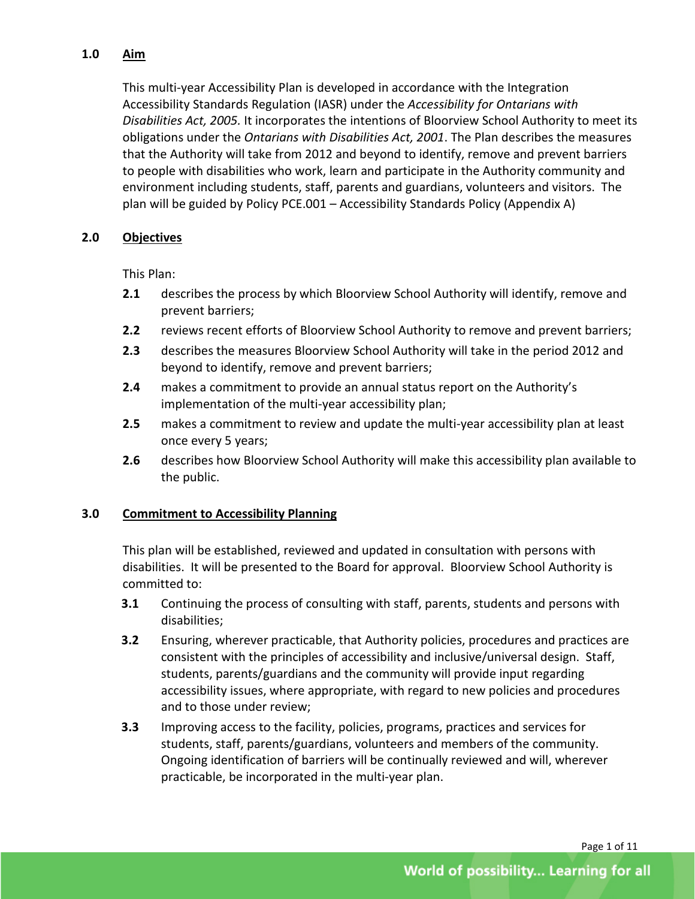## 1.0 Aim

This multi-year Accessibility Plan is developed in accordance with the Integration Accessibility Standards Regulation (IASR) under the *Accessibility for Ontarians with Disabilities Act, 2005.* It incorporates the intentions of Bloorview School Authority to meet its obligations under the *Ontarians with Disabilities Act, 2001*. The Plan describes the measures that the Authority will take from 2012 and beyond to identify, remove and prevent barriers to people with disabilities who work, learn and participate in the Authority community and environment including students, staff, parents and guardians, volunteers and visitors. The plan will be guided by Policy PCE.001 – Accessibility Standards Policy (Appendix A)

## 2.0 Objectives

This Plan:

- **2.1** describes the process by which Bloorview School Authority will identify, remove and prevent barriers;
- **2.2** reviews recent efforts of Bloorview School Authority to remove and prevent barriers;
- **2.3** describes the measures Bloorview School Authority will take in the period 2012 and beyond to identify, remove and prevent barriers;
- **2.4** makes a commitment to provide an annual status report on the Authority's implementation of the multi-year accessibility plan;
- **2.5** makes a commitment to review and update the multi-year accessibility plan at least once every 5 years;
- **2.6** describes how Bloorview School Authority will make this accessibility plan available to the public.

## 3.0 Commitment to Accessibility Planning

This plan will be established, reviewed and updated in consultation with persons with disabilities. It will be presented to the Board for approval. Bloorview School Authority is committed to:

- **3.1** Continuing the process of consulting with staff, parents, students and persons with disabilities;
- **3.2** Ensuring, wherever practicable, that Authority policies, procedures and practices are consistent with the principles of accessibility and inclusive/universal design. Staff, students, parents/guardians and the community will provide input regarding accessibility issues, where appropriate, with regard to new policies and procedures and to those under review;
- **3.3** Improving access to the facility, policies, programs, practices and services for students, staff, parents/guardians, volunteers and members of the community. Ongoing identification of barriers will be continually reviewed and will, wherever practicable, be incorporated in the multi-year plan.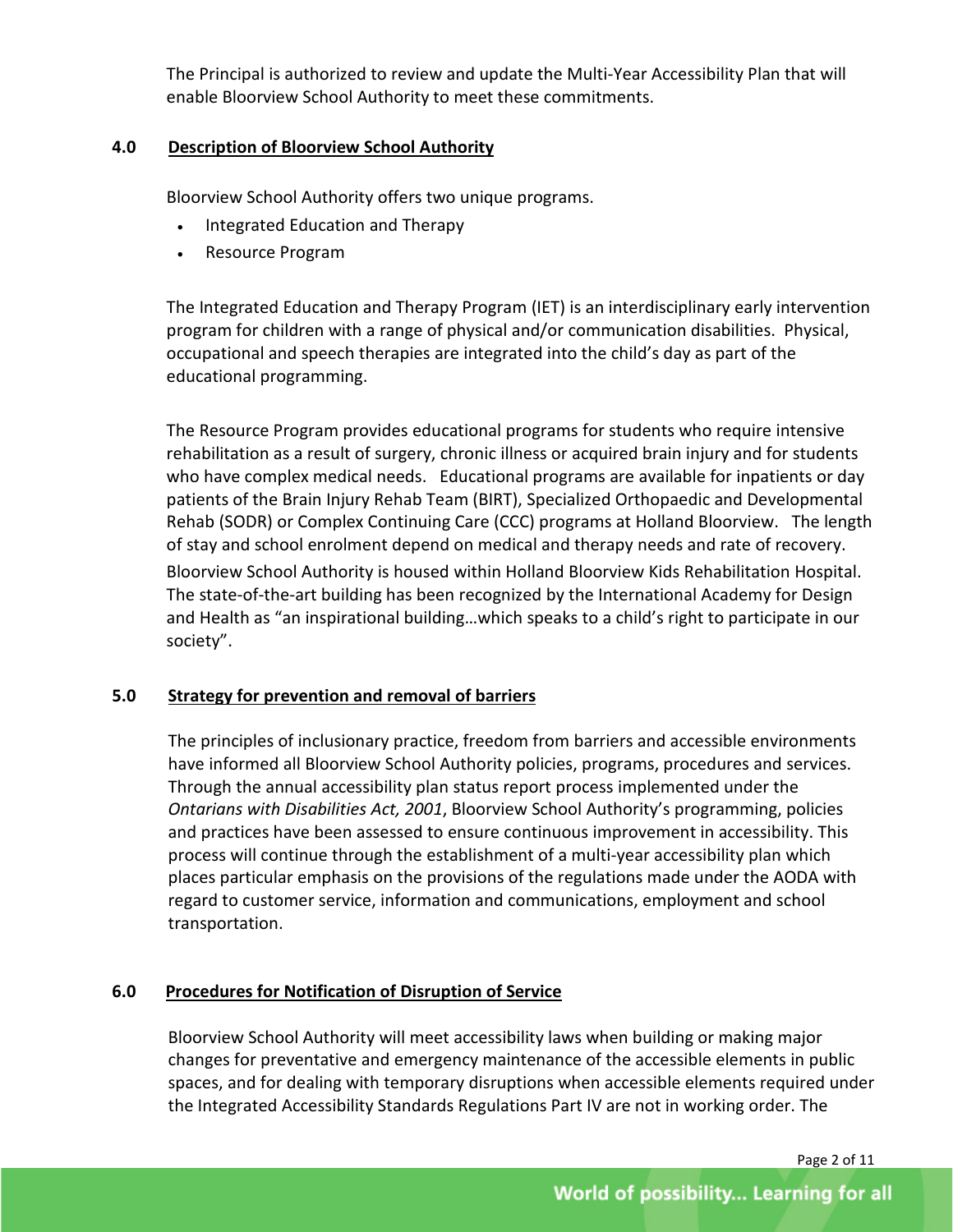The Principal is authorized to review and update the Multi-Year Accessibility Plan that will enable Bloorview School Authority to meet these commitments.

## 4.0 Description of Bloorview School Authority

Bloorview School Authority offers two unique programs.

- Integrated Education and Therapy
- Resource Program

The Integrated Education and Therapy Program (IET) is an interdisciplinary early intervention program for children with a range of physical and/or communication disabilities. Physical, occupational and speech therapies are integrated into the child's day as part of the educational programming.

The Resource Program provides educational programs for students who require intensive rehabilitation as a result of surgery, chronic illness or acquired brain injury and for students who have complex medical needs. Educational programs are available for inpatients or day patients of the Brain Injury Rehab Team (BIRT), Specialized Orthopaedic and Developmental Rehab (SODR) or Complex Continuing Care (CCC) programs at Holland Bloorview. The length of stay and school enrolment depend on medical and therapy needs and rate of recovery. Bloorview School Authority is housed within Holland Bloorview Kids Rehabilitation Hospital. The state-of-the-art building has been recognized by the International Academy for Design and Health as "an inspirational building…which speaks to a child's right to participate in our society".

## 5.0 Strategy for prevention and removal of barriers

The principles of inclusionary practice, freedom from barriers and accessible environments have informed all Bloorview School Authority policies, programs, procedures and services. Through the annual accessibility plan status report process implemented under the *Ontarians with Disabilities Act, 2001*, Bloorview School Authority's programming, policies and practices have been assessed to ensure continuous improvement in accessibility. This process will continue through the establishment of a multi-year accessibility plan which places particular emphasis on the provisions of the regulations made under the AODA with regard to customer service, information and communications, employment and school transportation.

## 6.0 Procedures for Notification of Disruption of Service

Bloorview School Authority will meet accessibility laws when building or making major changes for preventative and emergency maintenance of the accessible elements in public spaces, and for dealing with temporary disruptions when accessible elements required under the Integrated Accessibility Standards Regulations Part IV are not in working order. The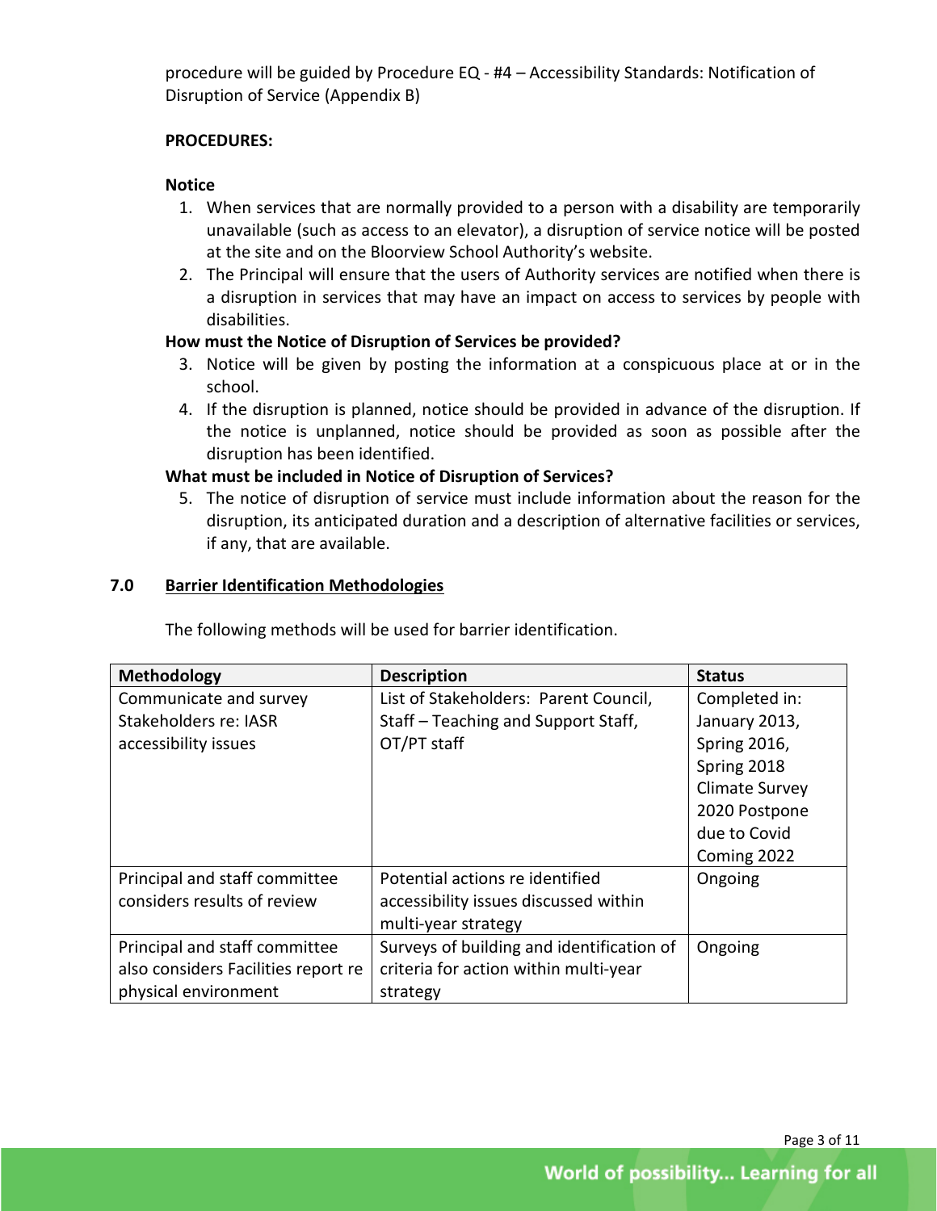procedure will be guided by Procedure EQ - #4 – Accessibility Standards: Notification of Disruption of Service (Appendix B)

**PROCEDURES:**

**Notice**

1. When services that are normally provided to a person with a disability are temporarily unavailable (such as access to an elevator), a disruption of service notice will be posted at the site and on the Bloorview School Authority's website.
2. The Principal will ensure that the users of Authority services are notified when there is a disruption in services that may have an impact on access to services by people with disabilities.

**How must the Notice of Disruption of Services be provided?**

3. Notice will be given by posting the information at a conspicuous place at or in the school.
4. If the disruption is planned, notice should be provided in advance of the disruption. If the notice is unplanned, notice should be provided as soon as possible after the disruption has been identified.

**What must be included in Notice of Disruption of Services?**

5. The notice of disruption of service must include information about the reason for the disruption, its anticipated duration and a description of alternative facilities or services, if any, that are available.

## 7.0 Barrier Identification Methodologies

The following methods will be used for barrier identification.

| Methodology | Description | Status |
|---|---|---|
| Communicate and survey Stakeholders re: IASR accessibility issues | List of Stakeholders: Parent Council, Staff – Teaching and Support Staff, OT/PT staff | Completed in: January 2013, Spring 2016, Spring 2018 Climate Survey 2020 Postpone due to Covid Coming 2022 |
| Principal and staff committee considers results of review | Potential actions re identified accessibility issues discussed within multi-year strategy | Ongoing |
| Principal and staff committee also considers Facilities report re physical environment | Surveys of building and identification of criteria for action within multi-year strategy | Ongoing |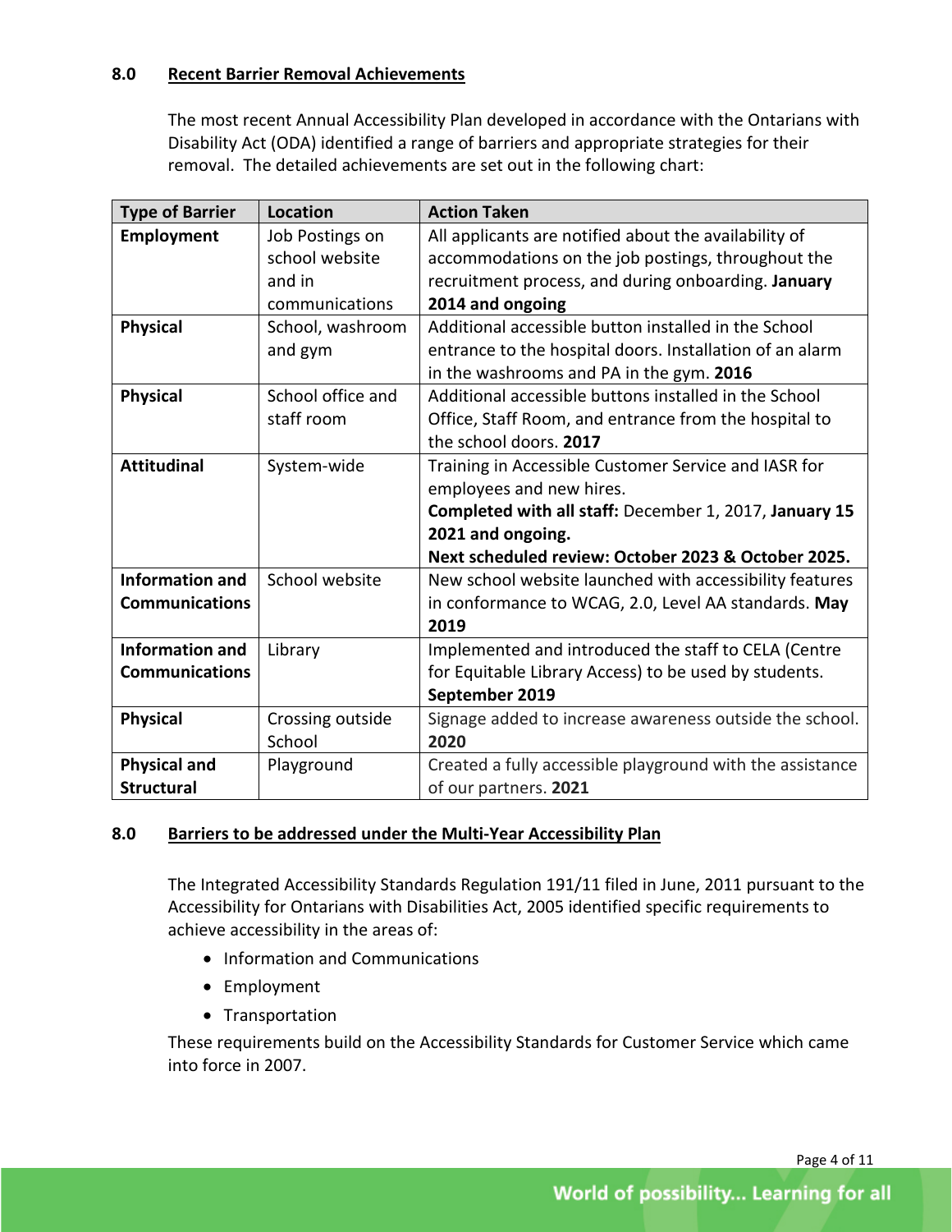## 8.0 Recent Barrier Removal Achievements

The most recent Annual Accessibility Plan developed in accordance with the Ontarians with Disability Act (ODA) identified a range of barriers and appropriate strategies for their removal. The detailed achievements are set out in the following chart:

| Type of Barrier | Location | Action Taken |
| --- | --- | --- |
| **Employment** | Job Postings on school website and in communications | All applicants are notified about the availability of accommodations on the job postings, throughout the recruitment process, and during onboarding. **January 2014 and ongoing** |
| **Physical** | School, washroom and gym | Additional accessible button installed in the School entrance to the hospital doors. Installation of an alarm in the washrooms and PA in the gym. **2016** |
| **Physical** | School office and staff room | Additional accessible buttons installed in the School Office, Staff Room, and entrance from the hospital to the school doors. **2017** |
| **Attitudinal** | System-wide | Training in Accessible Customer Service and IASR for employees and new hires. **Completed with all staff:** December 1, 2017, **January 15 2021 and ongoing.** **Next scheduled review: October 2023 & October 2025.** |
| **Information and Communications** | School website | New school website launched with accessibility features in conformance to WCAG, 2.0, Level AA standards. **May 2019** |
| **Information and Communications** | Library | Implemented and introduced the staff to CELA (Centre for Equitable Library Access) to be used by students. **September 2019** |
| **Physical** | Crossing outside School | Signage added to increase awareness outside the school. **2020** |
| **Physical and Structural** | Playground | Created a fully accessible playground with the assistance of our partners. **2021** |

## 8.0 Barriers to be addressed under the Multi-Year Accessibility Plan

The Integrated Accessibility Standards Regulation 191/11 filed in June, 2011 pursuant to the Accessibility for Ontarians with Disabilities Act, 2005 identified specific requirements to achieve accessibility in the areas of:

- Information and Communications
- Employment
- Transportation

These requirements build on the Accessibility Standards for Customer Service which came into force in 2007.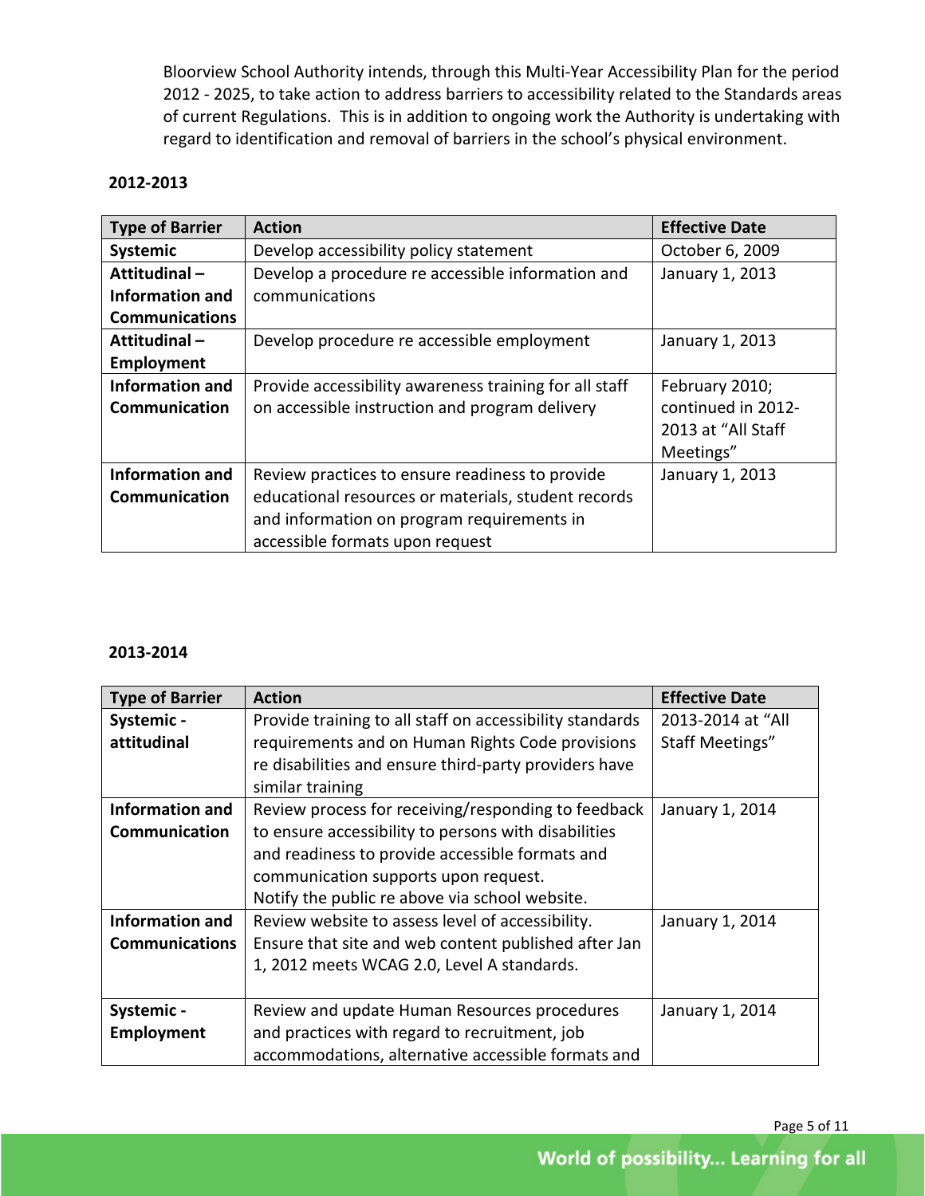Bloorview School Authority intends, through this Multi-Year Accessibility Plan for the period 2012 - 2025, to take action to address barriers to accessibility related to the Standards areas of current Regulations. This is in addition to ongoing work the Authority is undertaking with regard to identification and removal of barriers in the school's physical environment.

**2012-2013**

| Type of Barrier | Action | Effective Date |
|---|---|---|
| **Systemic** | Develop accessibility policy statement | October 6, 2009 |
| **Attitudinal – Information and Communications** | Develop a procedure re accessible information and communications | January 1, 2013 |
| **Attitudinal – Employment** | Develop procedure re accessible employment | January 1, 2013 |
| **Information and Communication** | Provide accessibility awareness training for all staff on accessible instruction and program delivery | February 2010; continued in 2012-2013 at "All Staff Meetings" |
| **Information and Communication** | Review practices to ensure readiness to provide educational resources or materials, student records and information on program requirements in accessible formats upon request | January 1, 2013 |

**2013-2014**

| Type of Barrier | Action | Effective Date |
|---|---|---|
| **Systemic - attitudinal** | Provide training to all staff on accessibility standards requirements and on Human Rights Code provisions re disabilities and ensure third-party providers have similar training | 2013-2014 at "All Staff Meetings" |
| **Information and Communication** | Review process for receiving/responding to feedback to ensure accessibility to persons with disabilities and readiness to provide accessible formats and communication supports upon request. Notify the public re above via school website. | January 1, 2014 |
| **Information and Communications** | Review website to assess level of accessibility. Ensure that site and web content published after Jan 1, 2012 meets WCAG 2.0, Level A standards. | January 1, 2014 |
| **Systemic - Employment** | Review and update Human Resources procedures and practices with regard to recruitment, job accommodations, alternative accessible formats and | January 1, 2014 |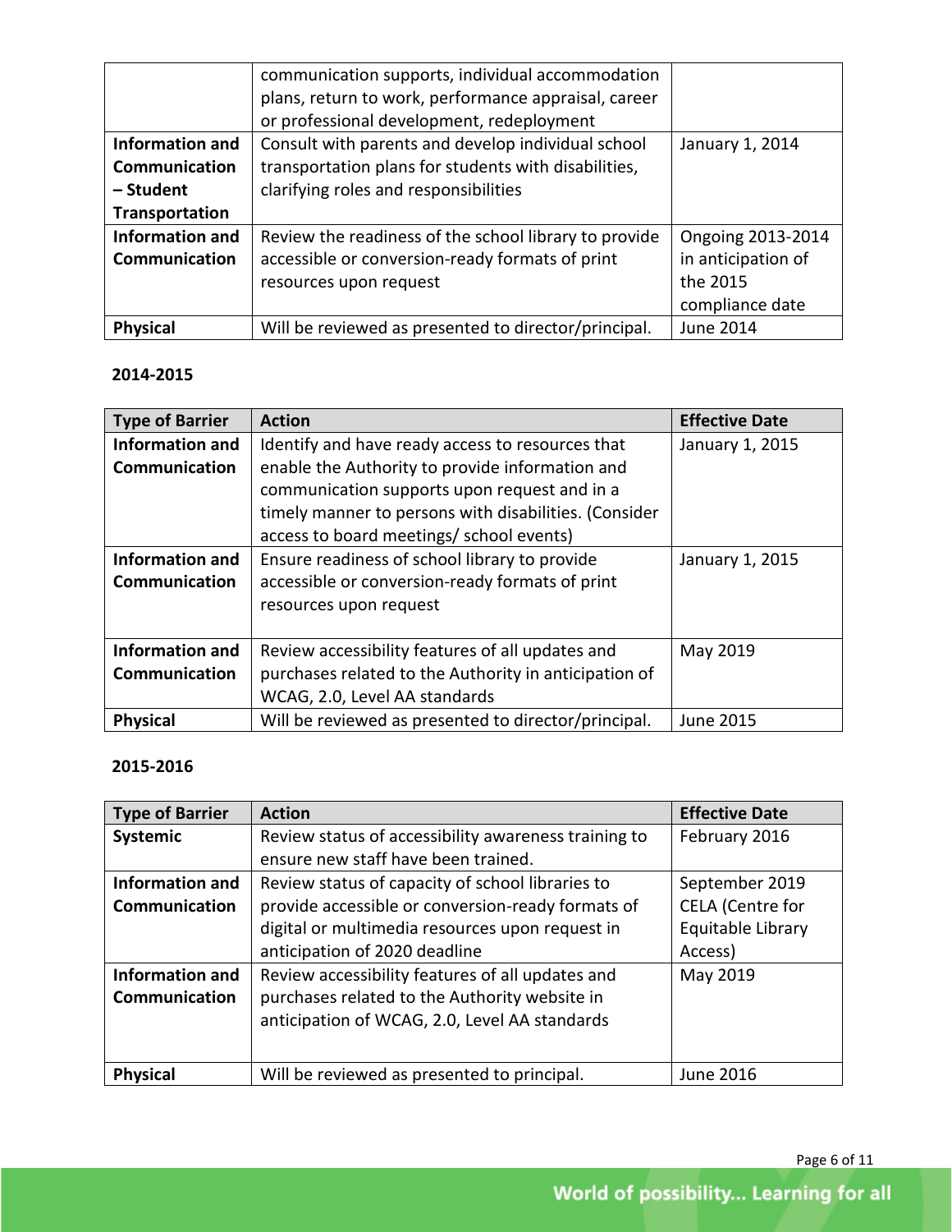| | | |
|---|---|---|
| | communication supports, individual accommodation plans, return to work, performance appraisal, career or professional development, redeployment | |
| **Information and Communication – Student Transportation** | Consult with parents and develop individual school transportation plans for students with disabilities, clarifying roles and responsibilities | January 1, 2014 |
| **Information and Communication** | Review the readiness of the school library to provide accessible or conversion-ready formats of print resources upon request | Ongoing 2013-2014 in anticipation of the 2015 compliance date |
| **Physical** | Will be reviewed as presented to director/principal. | June 2014 |

**2014-2015**

| Type of Barrier | Action | Effective Date |
|---|---|---|
| **Information and Communication** | Identify and have ready access to resources that enable the Authority to provide information and communication supports upon request and in a timely manner to persons with disabilities. (Consider access to board meetings/ school events) | January 1, 2015 |
| **Information and Communication** | Ensure readiness of school library to provide accessible or conversion-ready formats of print resources upon request | January 1, 2015 |
| **Information and Communication** | Review accessibility features of all updates and purchases related to the Authority in anticipation of WCAG, 2.0, Level AA standards | May 2019 |
| **Physical** | Will be reviewed as presented to director/principal. | June 2015 |

**2015-2016**

| Type of Barrier | Action | Effective Date |
|---|---|---|
| **Systemic** | Review status of accessibility awareness training to ensure new staff have been trained. | February 2016 |
| **Information and Communication** | Review status of capacity of school libraries to provide accessible or conversion-ready formats of digital or multimedia resources upon request in anticipation of 2020 deadline | September 2019 CELA (Centre for Equitable Library Access) |
| **Information and Communication** | Review accessibility features of all updates and purchases related to the Authority website in anticipation of WCAG, 2.0, Level AA standards | May 2019 |
| **Physical** | Will be reviewed as presented to principal. | June 2016 |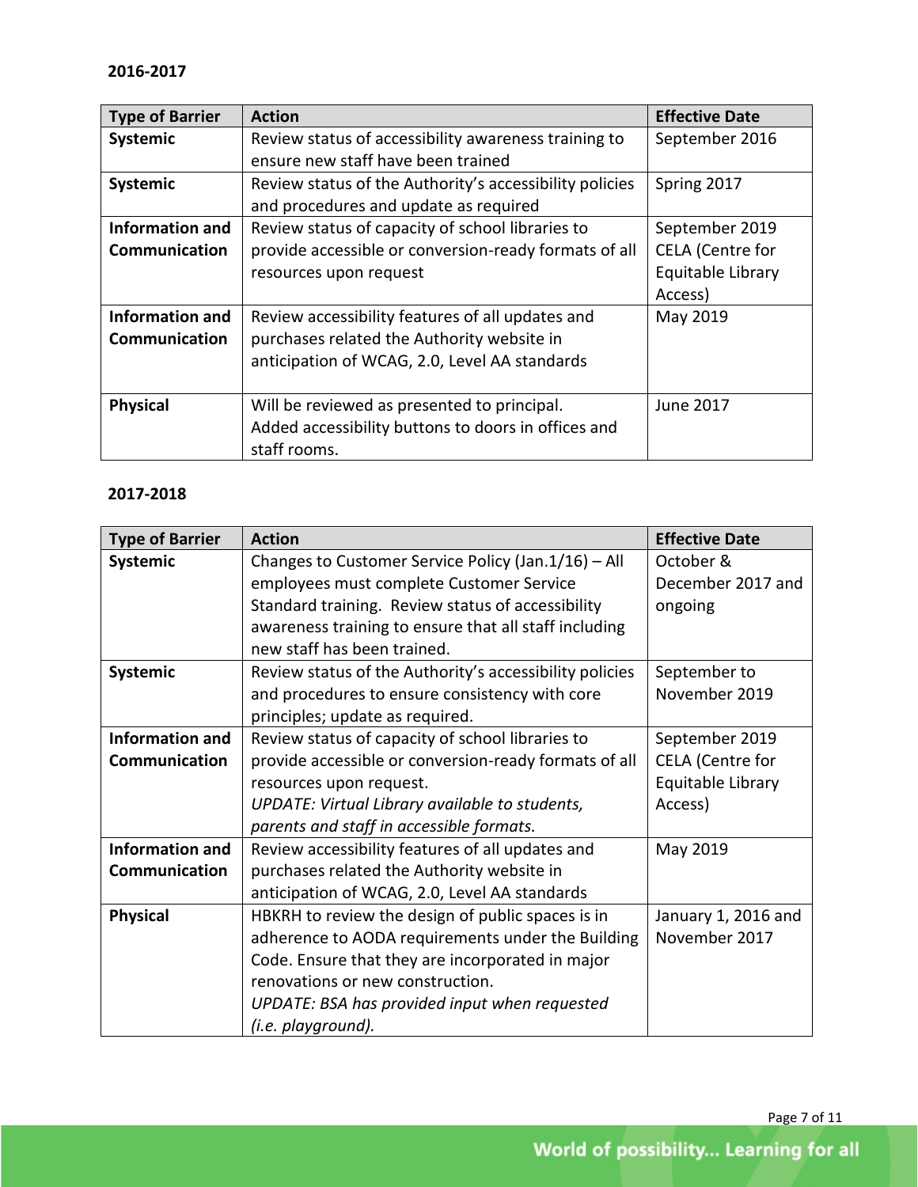**2016-2017**

| Type of Barrier | Action | Effective Date |
|---|---|---|
| **Systemic** | Review status of accessibility awareness training to ensure new staff have been trained | September 2016 |
| **Systemic** | Review status of the Authority's accessibility policies and procedures and update as required | Spring 2017 |
| **Information and Communication** | Review status of capacity of school libraries to provide accessible or conversion-ready formats of all resources upon request | September 2019 CELA (Centre for Equitable Library Access) |
| **Information and Communication** | Review accessibility features of all updates and purchases related the Authority website in anticipation of WCAG, 2.0, Level AA standards | May 2019 |
| **Physical** | Will be reviewed as presented to principal. Added accessibility buttons to doors in offices and staff rooms. | June 2017 |

**2017-2018**

| Type of Barrier | Action | Effective Date |
|---|---|---|
| **Systemic** | Changes to Customer Service Policy (Jan.1/16) – All employees must complete Customer Service Standard training. Review status of accessibility awareness training to ensure that all staff including new staff has been trained. | October & December 2017 and ongoing |
| **Systemic** | Review status of the Authority's accessibility policies and procedures to ensure consistency with core principles; update as required. | September to November 2019 |
| **Information and Communication** | Review status of capacity of school libraries to provide accessible or conversion-ready formats of all resources upon request. *UPDATE: Virtual Library available to students, parents and staff in accessible formats.* | September 2019 CELA (Centre for Equitable Library Access) |
| **Information and Communication** | Review accessibility features of all updates and purchases related the Authority website in anticipation of WCAG, 2.0, Level AA standards | May 2019 |
| **Physical** | HBKRH to review the design of public spaces is in adherence to AODA requirements under the Building Code. Ensure that they are incorporated in major renovations or new construction. *UPDATE: BSA has provided input when requested (i.e. playground).* | January 1, 2016 and November 2017 |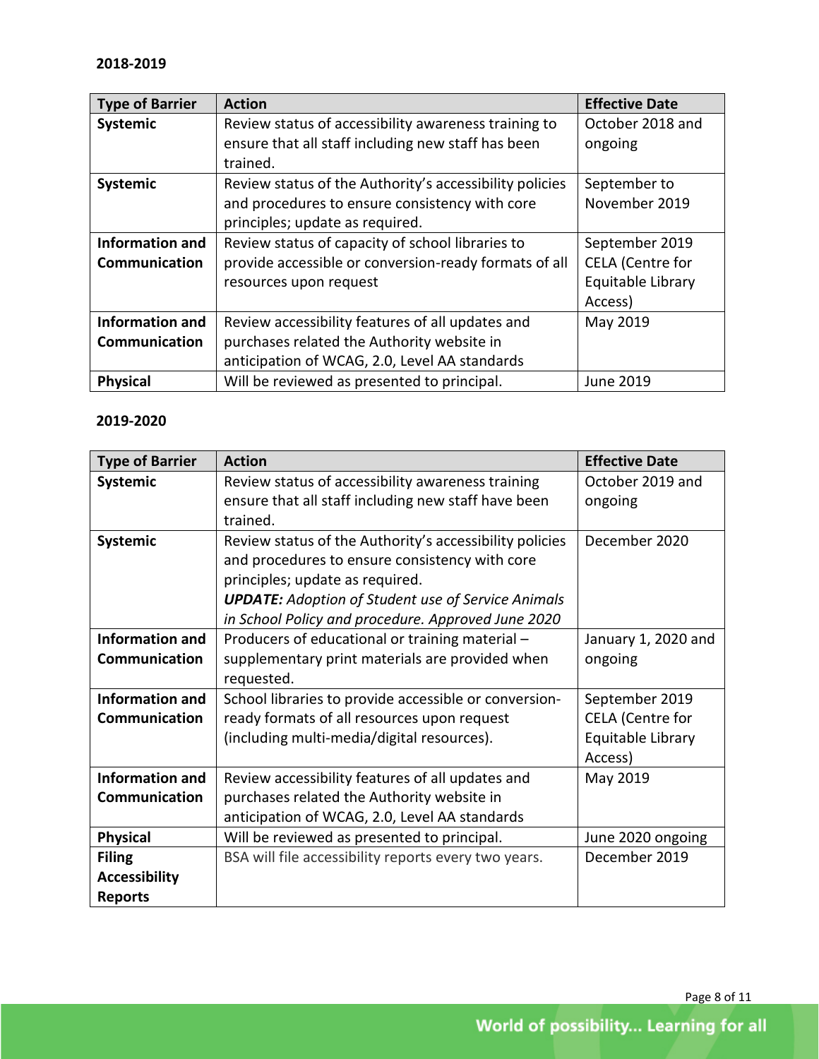**2018-2019**

| Type of Barrier | Action | Effective Date |
|---|---|---|
| **Systemic** | Review status of accessibility awareness training to ensure that all staff including new staff has been trained. | October 2018 and ongoing |
| **Systemic** | Review status of the Authority's accessibility policies and procedures to ensure consistency with core principles; update as required. | September to November 2019 |
| **Information and Communication** | Review status of capacity of school libraries to provide accessible or conversion-ready formats of all resources upon request | September 2019 CELA (Centre for Equitable Library Access) |
| **Information and Communication** | Review accessibility features of all updates and purchases related the Authority website in anticipation of WCAG, 2.0, Level AA standards | May 2019 |
| **Physical** | Will be reviewed as presented to principal. | June 2019 |

**2019-2020**

| Type of Barrier | Action | Effective Date |
|---|---|---|
| **Systemic** | Review status of accessibility awareness training ensure that all staff including new staff have been trained. | October 2019 and ongoing |
| **Systemic** | Review status of the Authority's accessibility policies and procedures to ensure consistency with core principles; update as required. ***UPDATE:*** *Adoption of Student use of Service Animals in School Policy and procedure. Approved June 2020* | December 2020 |
| **Information and Communication** | Producers of educational or training material – supplementary print materials are provided when requested. | January 1, 2020 and ongoing |
| **Information and Communication** | School libraries to provide accessible or conversion-ready formats of all resources upon request (including multi-media/digital resources). | September 2019 CELA (Centre for Equitable Library Access) |
| **Information and Communication** | Review accessibility features of all updates and purchases related the Authority website in anticipation of WCAG, 2.0, Level AA standards | May 2019 |
| **Physical** | Will be reviewed as presented to principal. | June 2020 ongoing |
| **Filing Accessibility Reports** | BSA will file accessibility reports every two years. | December 2019 |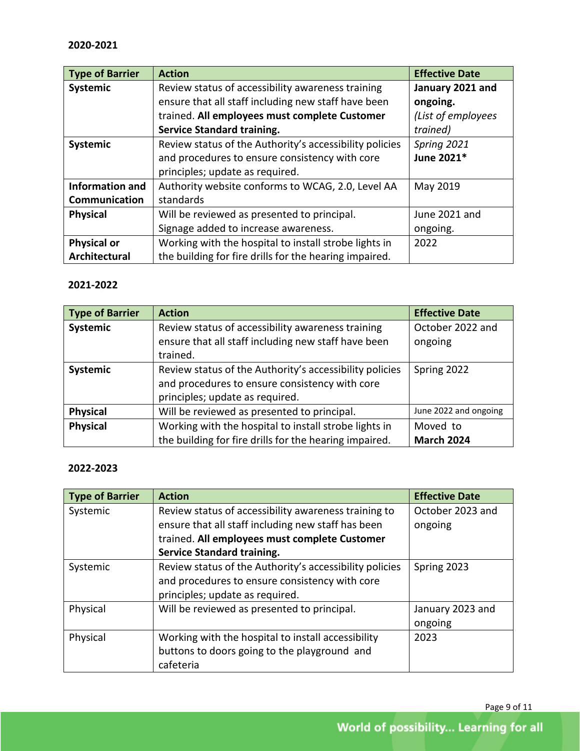**2020-2021**

| Type of Barrier | Action | Effective Date |
|---|---|---|
| **Systemic** | Review status of accessibility awareness training ensure that all staff including new staff have been trained. **All employees must complete Customer Service Standard training.** | **January 2021 and ongoing.** *(List of employees trained)* |
| **Systemic** | Review status of the Authority's accessibility policies and procedures to ensure consistency with core principles; update as required. | *Spring 2021* **June 2021*** |
| **Information and Communication** | Authority website conforms to WCAG, 2.0, Level AA standards | May 2019 |
| **Physical** | Will be reviewed as presented to principal. Signage added to increase awareness. | June 2021 and ongoing. |
| **Physical or Architectural** | Working with the hospital to install strobe lights in the building for fire drills for the hearing impaired. | 2022 |

**2021-2022**

| Type of Barrier | Action | Effective Date |
|---|---|---|
| **Systemic** | Review status of accessibility awareness training ensure that all staff including new staff have been trained. | October 2022 and ongoing |
| **Systemic** | Review status of the Authority's accessibility policies and procedures to ensure consistency with core principles; update as required. | Spring 2022 |
| **Physical** | Will be reviewed as presented to principal. | June 2022 and ongoing |
| **Physical** | Working with the hospital to install strobe lights in the building for fire drills for the hearing impaired. | Moved to **March 2024** |

**2022-2023**

| Type of Barrier | Action | Effective Date |
|---|---|---|
| Systemic | Review status of accessibility awareness training to ensure that all staff including new staff has been trained. **All employees must complete Customer Service Standard training.** | October 2023 and ongoing |
| Systemic | Review status of the Authority's accessibility policies and procedures to ensure consistency with core principles; update as required. | Spring 2023 |
| Physical | Will be reviewed as presented to principal. | January 2023 and ongoing |
| Physical | Working with the hospital to install accessibility buttons to doors going to the playground and cafeteria | 2023 |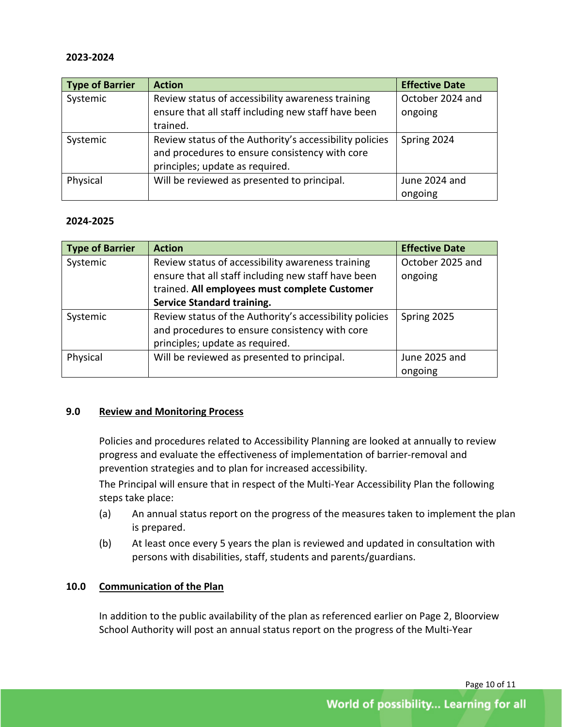**2023-2024**

| Type of Barrier | Action | Effective Date |
| --- | --- | --- |
| Systemic | Review status of accessibility awareness training ensure that all staff including new staff have been trained. | October 2024 and ongoing |
| Systemic | Review status of the Authority's accessibility policies and procedures to ensure consistency with core principles; update as required. | Spring 2024 |
| Physical | Will be reviewed as presented to principal. | June 2024 and ongoing |

**2024-2025**

| Type of Barrier | Action | Effective Date |
| --- | --- | --- |
| Systemic | Review status of accessibility awareness training ensure that all staff including new staff have been trained. **All employees must complete Customer Service Standard training.** | October 2025 and ongoing |
| Systemic | Review status of the Authority's accessibility policies and procedures to ensure consistency with core principles; update as required. | Spring 2025 |
| Physical | Will be reviewed as presented to principal. | June 2025 and ongoing |

## 9.0 Review and Monitoring Process

Policies and procedures related to Accessibility Planning are looked at annually to review progress and evaluate the effectiveness of implementation of barrier-removal and prevention strategies and to plan for increased accessibility.

The Principal will ensure that in respect of the Multi-Year Accessibility Plan the following steps take place:

(a) An annual status report on the progress of the measures taken to implement the plan is prepared.

(b) At least once every 5 years the plan is reviewed and updated in consultation with persons with disabilities, staff, students and parents/guardians.

## 10.0 Communication of the Plan

In addition to the public availability of the plan as referenced earlier on Page 2, Bloorview School Authority will post an annual status report on the progress of the Multi-Year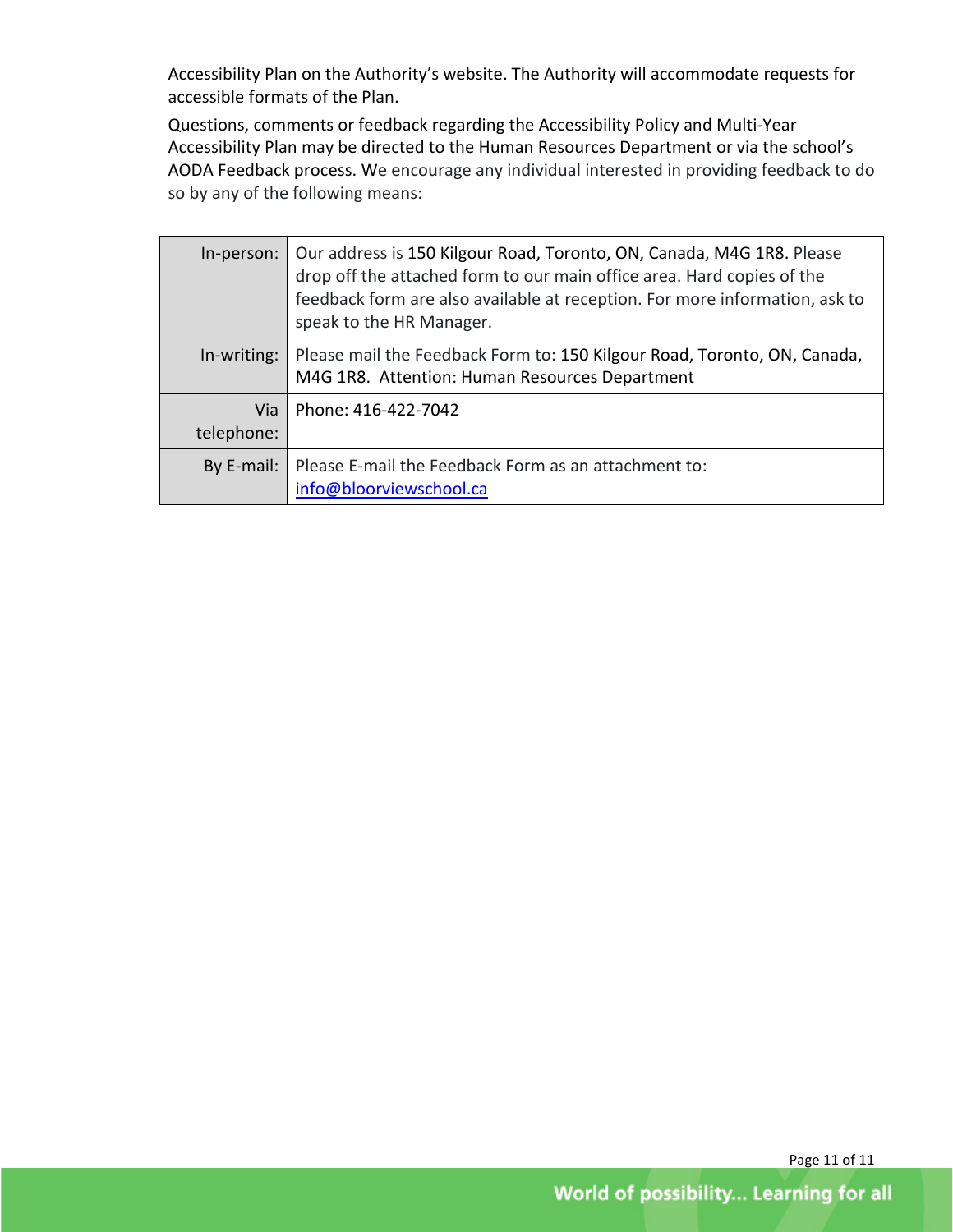Accessibility Plan on the Authority's website. The Authority will accommodate requests for accessible formats of the Plan.

Questions, comments or feedback regarding the Accessibility Policy and Multi-Year Accessibility Plan may be directed to the Human Resources Department or via the school's AODA Feedback process. We encourage any individual interested in providing feedback to do so by any of the following means:

| | |
|---|---|
| In-person: | Our address is 150 Kilgour Road, Toronto, ON, Canada, M4G 1R8. Please drop off the attached form to our main office area. Hard copies of the feedback form are also available at reception. For more information, ask to speak to the HR Manager. |
| In-writing: | Please mail the Feedback Form to: 150 Kilgour Road, Toronto, ON, Canada, M4G 1R8. Attention: Human Resources Department |
| Via telephone: | Phone: 416-422-7042 |
| By E-mail: | Please E-mail the Feedback Form as an attachment to: info@bloorviewschool.ca |

World of possibility... Learning for all